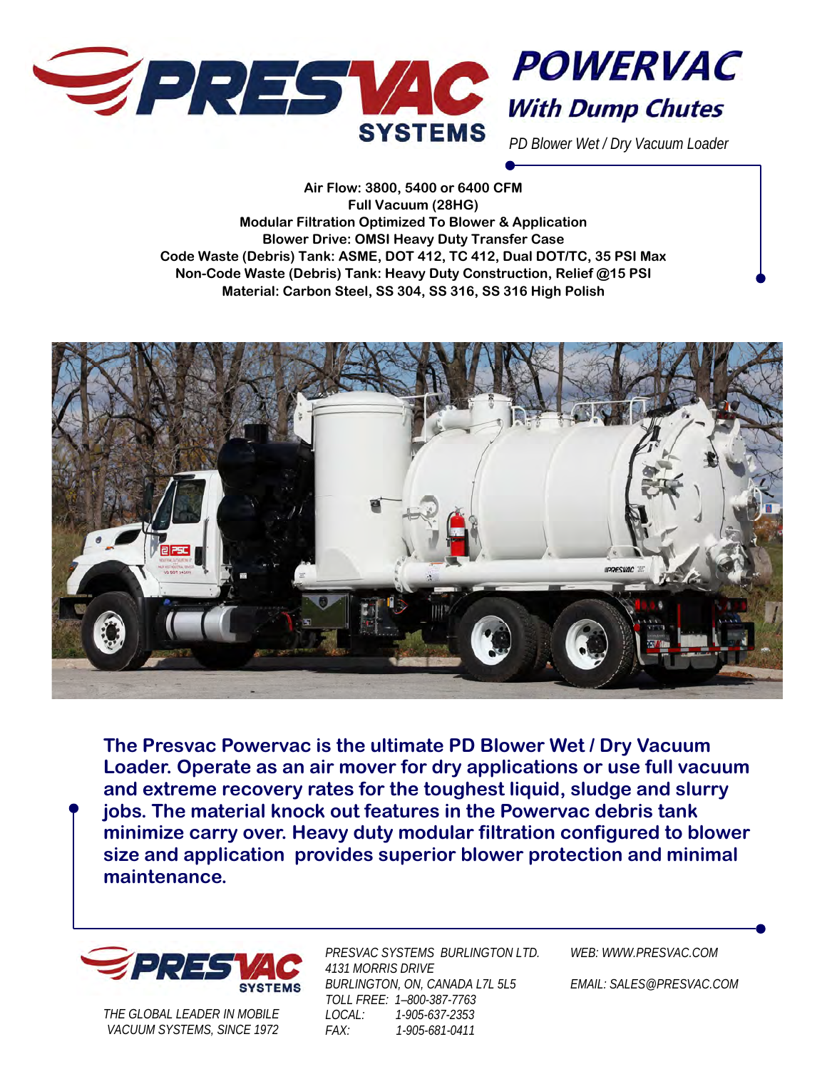# PRESVAC SYSTEMS

# POWERVAC

## With Dump Chutes

*PD Blower Wet / Dry Vacuum Loader*

**Air Flow: 3800, 5400 or 6400 CFM**
**Full Vacuum (28HG)**
**Modular Filtration Optimized To Blower & Application**
**Blower Drive: OMSI Heavy Duty Transfer Case**
**Code Waste (Debris) Tank: ASME, DOT 412, TC 412, Dual DOT/TC, 35 PSI Max**
**Non-Code Waste (Debris) Tank: Heavy Duty Construction, Relief @15 PSI**
**Material: Carbon Steel, SS 304, SS 316, SS 316 High Polish**

**The Presvac Powervac is the ultimate PD Blower Wet / Dry Vacuum Loader. Operate as an air mover for dry applications or use full vacuum and extreme recovery rates for the toughest liquid, sludge and slurry jobs. The material knock out features in the Powervac debris tank minimize carry over. Heavy duty modular filtration configured to blower size and application provides superior blower protection and minimal maintenance.**

PRESVAC SYSTEMS

*THE GLOBAL LEADER IN MOBILE VACUUM SYSTEMS, SINCE 1972*

*PRESVAC SYSTEMS BURLINGTON LTD.*
*4131 MORRIS DRIVE*
*BURLINGTON, ON, CANADA L7L 5L5*
*TOLL FREE: 1–800-387-7763*
*LOCAL: 1-905-637-2353*
*FAX: 1-905-681-0411*

*WEB: WWW.PRESVAC.COM*

*EMAIL: SALES@PRESVAC.COM*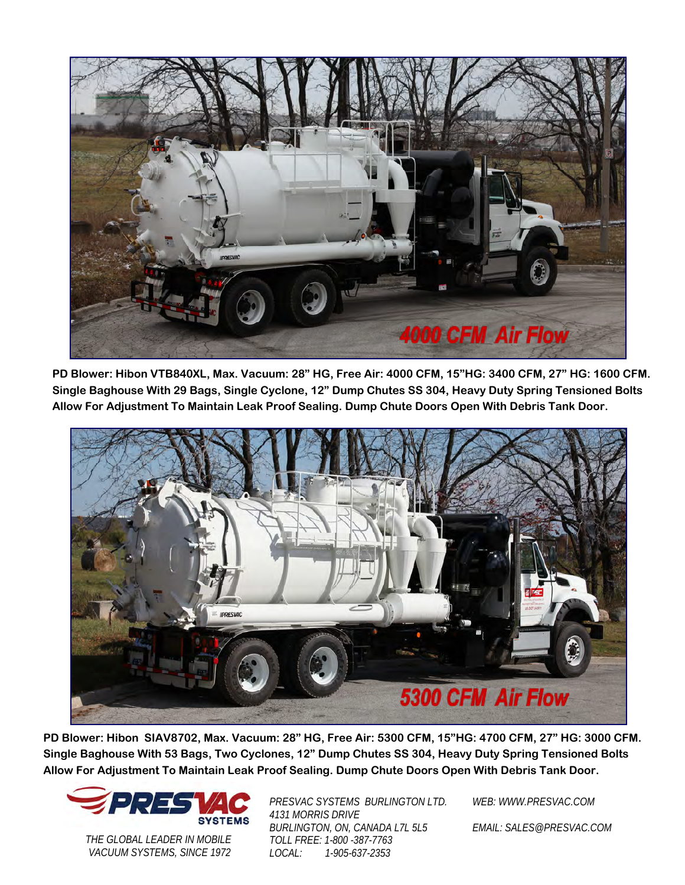4000 CFM Air Flow

**PD Blower: Hibon VTB840XL, Max. Vacuum: 28" HG, Free Air: 4000 CFM, 15"HG: 3400 CFM, 27" HG: 1600 CFM. Single Baghouse With 29 Bags, Single Cyclone, 12" Dump Chutes SS 304, Heavy Duty Spring Tensioned Bolts Allow For Adjustment To Maintain Leak Proof Sealing. Dump Chute Doors Open With Debris Tank Door.**

5300 CFM Air Flow

**PD Blower: Hibon SIAV8702, Max. Vacuum: 28" HG, Free Air: 5300 CFM, 15"HG: 4700 CFM, 27" HG: 3000 CFM. Single Baghouse With 53 Bags, Two Cyclones, 12" Dump Chutes SS 304, Heavy Duty Spring Tensioned Bolts Allow For Adjustment To Maintain Leak Proof Sealing. Dump Chute Doors Open With Debris Tank Door.**

PRESVAC SYSTEMS

*THE GLOBAL LEADER IN MOBILE VACUUM SYSTEMS, SINCE 1972*

*PRESVAC SYSTEMS BURLINGTON LTD.*
*4131 MORRIS DRIVE*
*BURLINGTON, ON, CANADA L7L 5L5*
*TOLL FREE: 1-800 -387-7763*
*LOCAL: 1-905-637-2353*

*WEB: WWW.PRESVAC.COM*

*EMAIL: SALES@PRESVAC.COM*